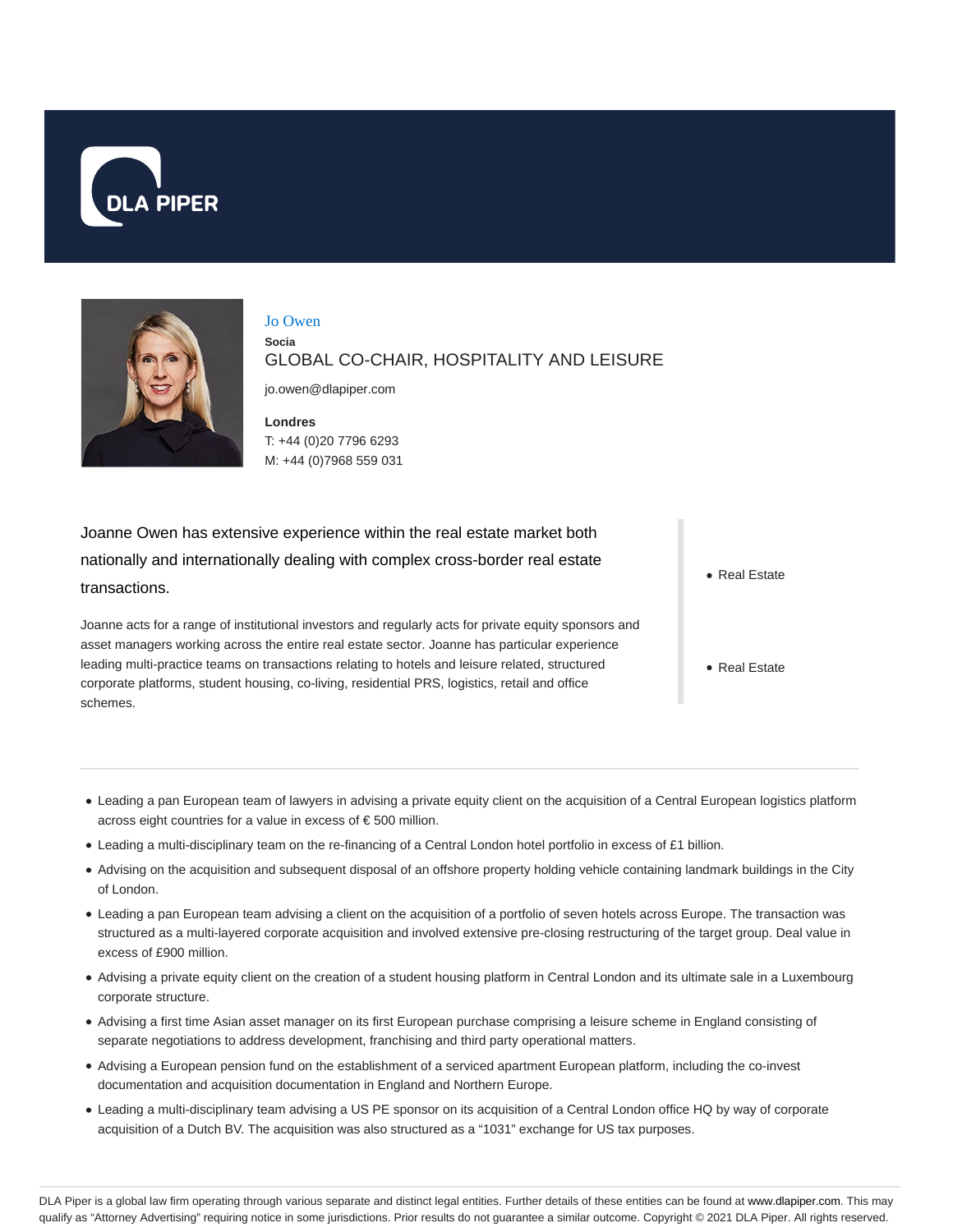DLA PIPER

# Jo Owen

**Socia**

GLOBAL CO-CHAIR, HOSPITALITY AND LEISURE

jo.owen@dlapiper.com

**Londres**
T: +44 (0)20 7796 6293
M: +44 (0)7968 559 031

Joanne Owen has extensive experience within the real estate market both nationally and internationally dealing with complex cross-border real estate transactions.

Joanne acts for a range of institutional investors and regularly acts for private equity sponsors and asset managers working across the entire real estate sector. Joanne has particular experience leading multi-practice teams on transactions relating to hotels and leisure related, structured corporate platforms, student housing, co-living, residential PRS, logistics, retail and office schemes.

- Real Estate

- Real Estate

---

- Leading a pan European team of lawyers in advising a private equity client on the acquisition of a Central European logistics platform across eight countries for a value in excess of € 500 million.
- Leading a multi-disciplinary team on the re-financing of a Central London hotel portfolio in excess of £1 billion.
- Advising on the acquisition and subsequent disposal of an offshore property holding vehicle containing landmark buildings in the City of London.
- Leading a pan European team advising a client on the acquisition of a portfolio of seven hotels across Europe. The transaction was structured as a multi-layered corporate acquisition and involved extensive pre-closing restructuring of the target group. Deal value in excess of £900 million.
- Advising a private equity client on the creation of a student housing platform in Central London and its ultimate sale in a Luxembourg corporate structure.
- Advising a first time Asian asset manager on its first European purchase comprising a leisure scheme in England consisting of separate negotiations to address development, franchising and third party operational matters.
- Advising a European pension fund on the establishment of a serviced apartment European platform, including the co-invest documentation and acquisition documentation in England and Northern Europe.
- Leading a multi-disciplinary team advising a US PE sponsor on its acquisition of a Central London office HQ by way of corporate acquisition of a Dutch BV. The acquisition was also structured as a "1031" exchange for US tax purposes.

DLA Piper is a global law firm operating through various separate and distinct legal entities. Further details of these entities can be found at www.dlapiper.com. This may qualify as "Attorney Advertising" requiring notice in some jurisdictions. Prior results do not guarantee a similar outcome. Copyright © 2021 DLA Piper. All rights reserved.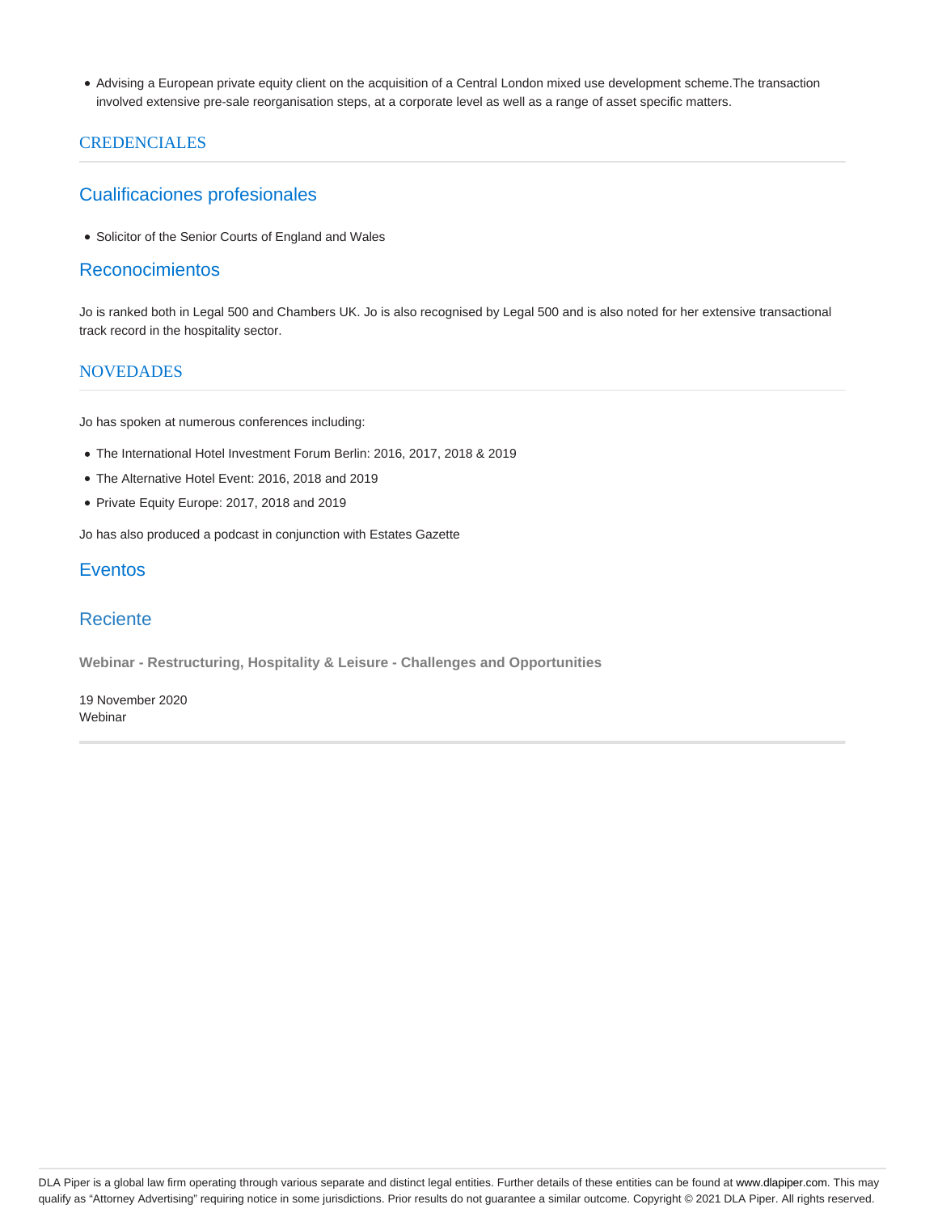- Advising a European private equity client on the acquisition of a Central London mixed use development scheme.The transaction involved extensive pre-sale reorganisation steps, at a corporate level as well as a range of asset specific matters.

## CREDENCIALES

### Cualificaciones profesionales

- Solicitor of the Senior Courts of England and Wales

### Reconocimientos

Jo is ranked both in Legal 500 and Chambers UK. Jo is also recognised by Legal 500 and is also noted for her extensive transactional track record in the hospitality sector.

## NOVEDADES

Jo has spoken at numerous conferences including:

- The International Hotel Investment Forum Berlin: 2016, 2017, 2018 & 2019
- The Alternative Hotel Event: 2016, 2018 and 2019
- Private Equity Europe: 2017, 2018 and 2019

Jo has also produced a podcast in conjunction with Estates Gazette

### Eventos

### Reciente

**Webinar - Restructuring, Hospitality & Leisure - Challenges and Opportunities**

19 November 2020
Webinar

DLA Piper is a global law firm operating through various separate and distinct legal entities. Further details of these entities can be found at www.dlapiper.com. This may qualify as "Attorney Advertising" requiring notice in some jurisdictions. Prior results do not guarantee a similar outcome. Copyright © 2021 DLA Piper. All rights reserved.